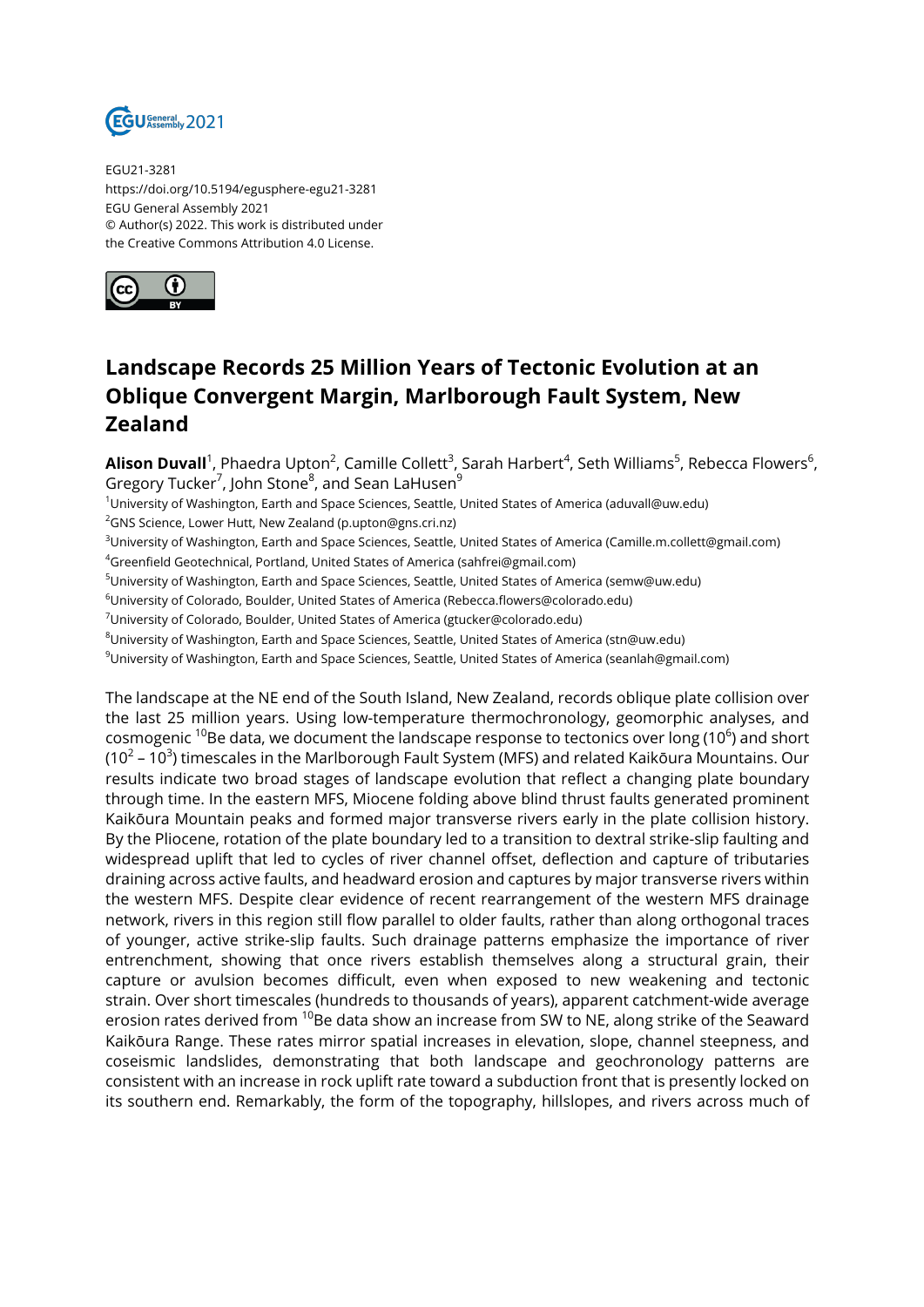EGU21-3281
https://doi.org/10.5194/egusphere-egu21-3281
EGU General Assembly 2021
© Author(s) 2022. This work is distributed under
the Creative Commons Attribution 4.0 License.

# Landscape Records 25 Million Years of Tectonic Evolution at an Oblique Convergent Margin, Marlborough Fault System, New Zealand

**Alison Duvall**[1], Phaedra Upton[2], Camille Collett[3], Sarah Harbert[4], Seth Williams[5], Rebecca Flowers[6], Gregory Tucker[7], John Stone[8], and Sean LaHusen[9]

[1]University of Washington, Earth and Space Sciences, Seattle, United States of America (aduvall@uw.edu)
[2]GNS Science, Lower Hutt, New Zealand (p.upton@gns.cri.nz)
[3]University of Washington, Earth and Space Sciences, Seattle, United States of America (Camille.m.collett@gmail.com)
[4]Greenfield Geotechnical, Portland, United States of America (sahfrei@gmail.com)
[5]University of Washington, Earth and Space Sciences, Seattle, United States of America (semw@uw.edu)
[6]University of Colorado, Boulder, United States of America (Rebecca.flowers@colorado.edu)
[7]University of Colorado, Boulder, United States of America (gtucker@colorado.edu)
[8]University of Washington, Earth and Space Sciences, Seattle, United States of America (stn@uw.edu)
[9]University of Washington, Earth and Space Sciences, Seattle, United States of America (seanlah@gmail.com)

The landscape at the NE end of the South Island, New Zealand, records oblique plate collision over the last 25 million years. Using low-temperature thermochronology, geomorphic analyses, and cosmogenic $^{10}$Be data, we document the landscape response to tectonics over long ($10^6$) and short ($10^2$ – $10^3$) timescales in the Marlborough Fault System (MFS) and related Kaikōura Mountains. Our results indicate two broad stages of landscape evolution that reflect a changing plate boundary through time. In the eastern MFS, Miocene folding above blind thrust faults generated prominent Kaikōura Mountain peaks and formed major transverse rivers early in the plate collision history. By the Pliocene, rotation of the plate boundary led to a transition to dextral strike-slip faulting and widespread uplift that led to cycles of river channel offset, deflection and capture of tributaries draining across active faults, and headward erosion and captures by major transverse rivers within the western MFS. Despite clear evidence of recent rearrangement of the western MFS drainage network, rivers in this region still flow parallel to older faults, rather than along orthogonal traces of younger, active strike-slip faults. Such drainage patterns emphasize the importance of river entrenchment, showing that once rivers establish themselves along a structural grain, their capture or avulsion becomes difficult, even when exposed to new weakening and tectonic strain. Over short timescales (hundreds to thousands of years), apparent catchment-wide average erosion rates derived from $^{10}$Be data show an increase from SW to NE, along strike of the Seaward Kaikōura Range. These rates mirror spatial increases in elevation, slope, channel steepness, and coseismic landslides, demonstrating that both landscape and geochronology patterns are consistent with an increase in rock uplift rate toward a subduction front that is presently locked on its southern end. Remarkably, the form of the topography, hillslopes, and rivers across much of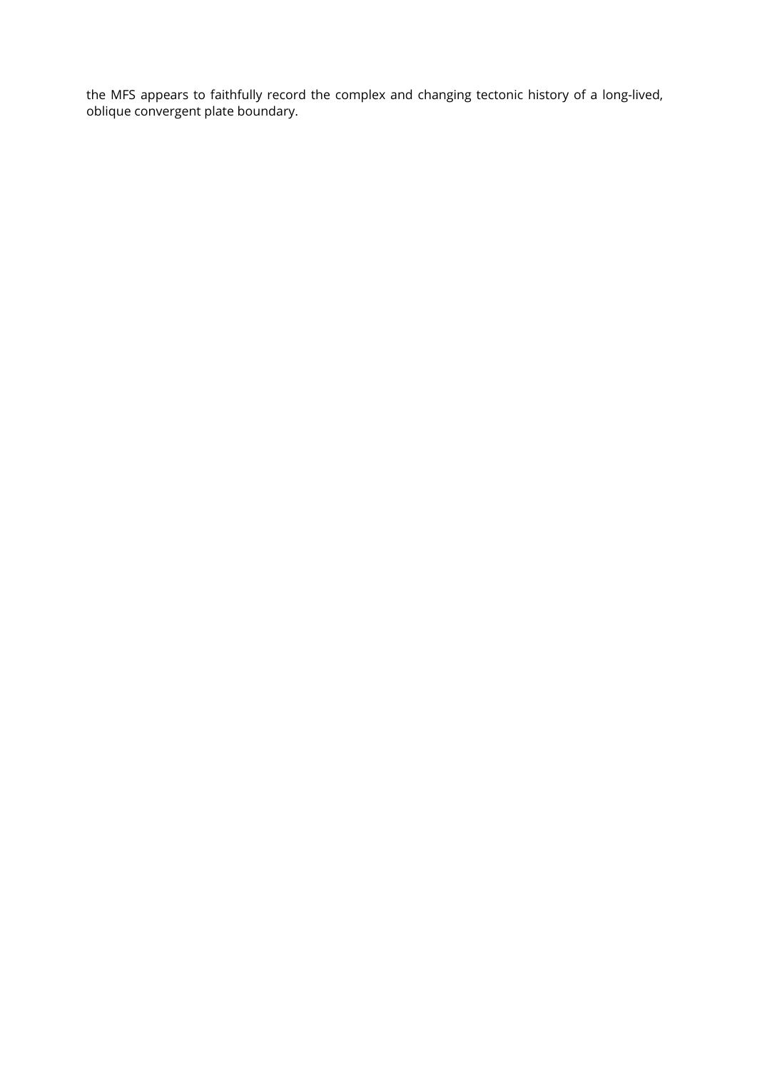the MFS appears to faithfully record the complex and changing tectonic history of a long-lived, oblique convergent plate boundary.